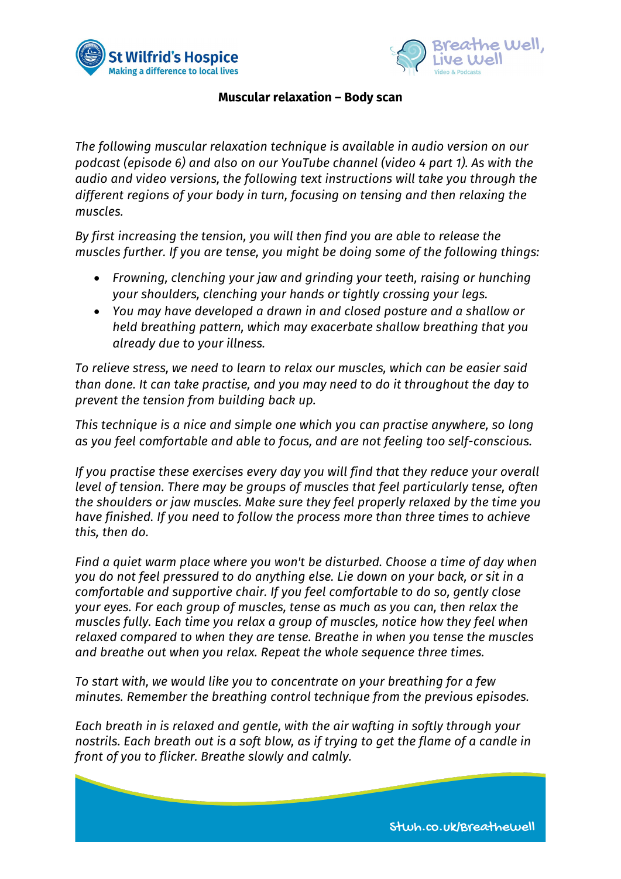# Muscular relaxation – Body scan

*The following muscular relaxation technique is available in audio version on our podcast (episode 6) and also on our YouTube channel (video 4 part 1). As with the audio and video versions, the following text instructions will take you through the different regions of your body in turn, focusing on tensing and then relaxing the muscles.*

*By first increasing the tension, you will then find you are able to release the muscles further. If you are tense, you might be doing some of the following things:*

- *Frowning, clenching your jaw and grinding your teeth, raising or hunching your shoulders, clenching your hands or tightly crossing your legs.*
- *You may have developed a drawn in and closed posture and a shallow or held breathing pattern, which may exacerbate shallow breathing that you already due to your illness.*

*To relieve stress, we need to learn to relax our muscles, which can be easier said than done. It can take practise, and you may need to do it throughout the day to prevent the tension from building back up.*

*This technique is a nice and simple one which you can practise anywhere, so long as you feel comfortable and able to focus, and are not feeling too self-conscious.*

*If you practise these exercises every day you will find that they reduce your overall level of tension. There may be groups of muscles that feel particularly tense, often the shoulders or jaw muscles. Make sure they feel properly relaxed by the time you have finished. If you need to follow the process more than three times to achieve this, then do.*

*Find a quiet warm place where you won't be disturbed. Choose a time of day when you do not feel pressured to do anything else. Lie down on your back, or sit in a comfortable and supportive chair. If you feel comfortable to do so, gently close your eyes. For each group of muscles, tense as much as you can, then relax the muscles fully. Each time you relax a group of muscles, notice how they feel when relaxed compared to when they are tense. Breathe in when you tense the muscles and breathe out when you relax. Repeat the whole sequence three times.*

*To start with, we would like you to concentrate on your breathing for a few minutes. Remember the breathing control technique from the previous episodes.*

*Each breath in is relaxed and gentle, with the air wafting in softly through your nostrils. Each breath out is a soft blow, as if trying to get the flame of a candle in front of you to flicker. Breathe slowly and calmly.*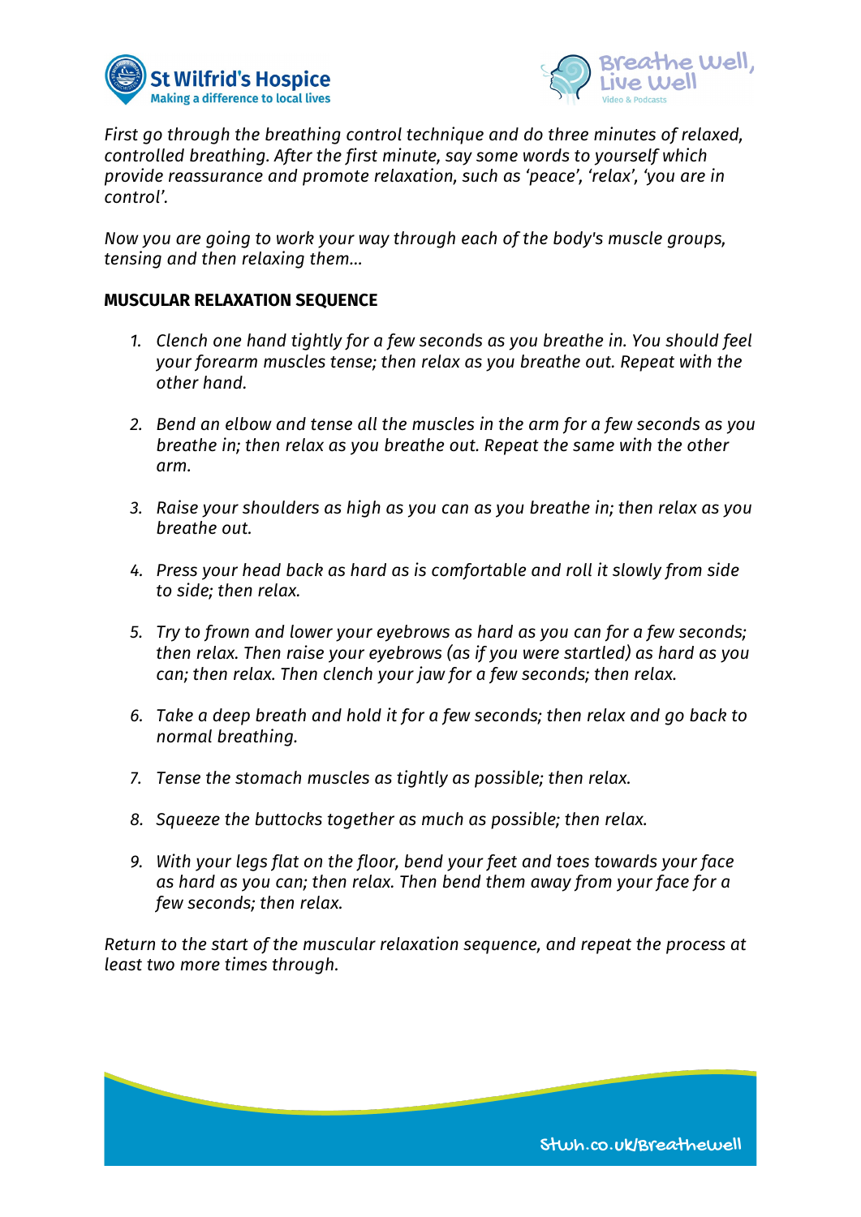*First go through the breathing control technique and do three minutes of relaxed, controlled breathing. After the first minute, say some words to yourself which provide reassurance and promote relaxation, such as 'peace', 'relax', 'you are in control'.*

*Now you are going to work your way through each of the body's muscle groups, tensing and then relaxing them…*

**MUSCULAR RELAXATION SEQUENCE**

1. *Clench one hand tightly for a few seconds as you breathe in. You should feel your forearm muscles tense; then relax as you breathe out. Repeat with the other hand.*
2. *Bend an elbow and tense all the muscles in the arm for a few seconds as you breathe in; then relax as you breathe out. Repeat the same with the other arm.*
3. *Raise your shoulders as high as you can as you breathe in; then relax as you breathe out.*
4. *Press your head back as hard as is comfortable and roll it slowly from side to side; then relax.*
5. *Try to frown and lower your eyebrows as hard as you can for a few seconds; then relax. Then raise your eyebrows (as if you were startled) as hard as you can; then relax. Then clench your jaw for a few seconds; then relax.*
6. *Take a deep breath and hold it for a few seconds; then relax and go back to normal breathing.*
7. *Tense the stomach muscles as tightly as possible; then relax.*
8. *Squeeze the buttocks together as much as possible; then relax.*
9. *With your legs flat on the floor, bend your feet and toes towards your face as hard as you can; then relax. Then bend them away from your face for a few seconds; then relax.*

*Return to the start of the muscular relaxation sequence, and repeat the process at least two more times through.*